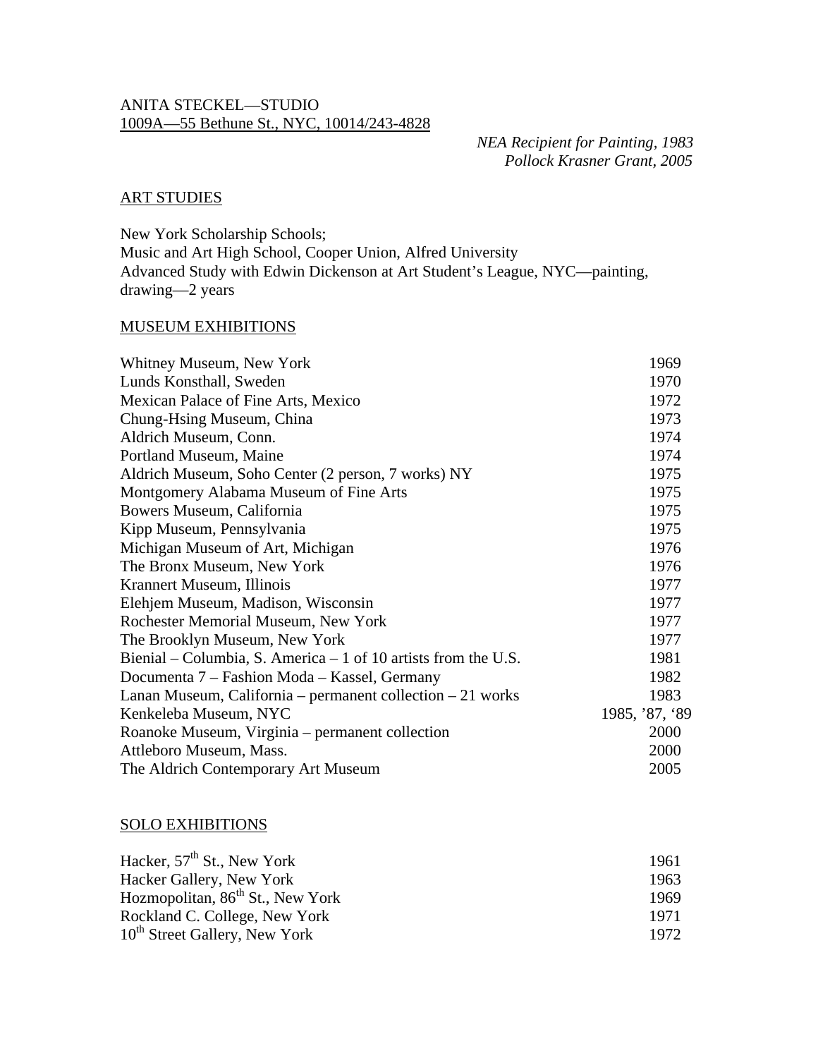ANITA STECKEL—STUDIO
1009A—55 Bethune St., NYC, 10014/243-4828

*NEA Recipient for Painting, 1983*
*Pollock Krasner Grant, 2005*

## ART STUDIES

New York Scholarship Schools;
Music and Art High School, Cooper Union, Alfred University
Advanced Study with Edwin Dickenson at Art Student's League, NYC—painting, drawing—2 years

## MUSEUM EXHIBITIONS

| | |
|---|---|
| Whitney Museum, New York | 1969 |
| Lunds Konsthall, Sweden | 1970 |
| Mexican Palace of Fine Arts, Mexico | 1972 |
| Chung-Hsing Museum, China | 1973 |
| Aldrich Museum, Conn. | 1974 |
| Portland Museum, Maine | 1974 |
| Aldrich Museum, Soho Center (2 person, 7 works) NY | 1975 |
| Montgomery Alabama Museum of Fine Arts | 1975 |
| Bowers Museum, California | 1975 |
| Kipp Museum, Pennsylvania | 1975 |
| Michigan Museum of Art, Michigan | 1976 |
| The Bronx Museum, New York | 1976 |
| Krannert Museum, Illinois | 1977 |
| Elehjem Museum, Madison, Wisconsin | 1977 |
| Rochester Memorial Museum, New York | 1977 |
| The Brooklyn Museum, New York | 1977 |
| Bienial – Columbia, S. America – 1 of 10 artists from the U.S. | 1981 |
| Documenta 7 – Fashion Moda – Kassel, Germany | 1982 |
| Lanan Museum, California – permanent collection – 21 works | 1983 |
| Kenkeleba Museum, NYC | 1985, '87, '89 |
| Roanoke Museum, Virginia – permanent collection | 2000 |
| Attleboro Museum, Mass. | 2000 |
| The Aldrich Contemporary Art Museum | 2005 |

## SOLO EXHIBITIONS

| | |
|---|---|
| Hacker, 57th St., New York | 1961 |
| Hacker Gallery, New York | 1963 |
| Hozmopolitan, 86th St., New York | 1969 |
| Rockland C. College, New York | 1971 |
| 10th Street Gallery, New York | 1972 |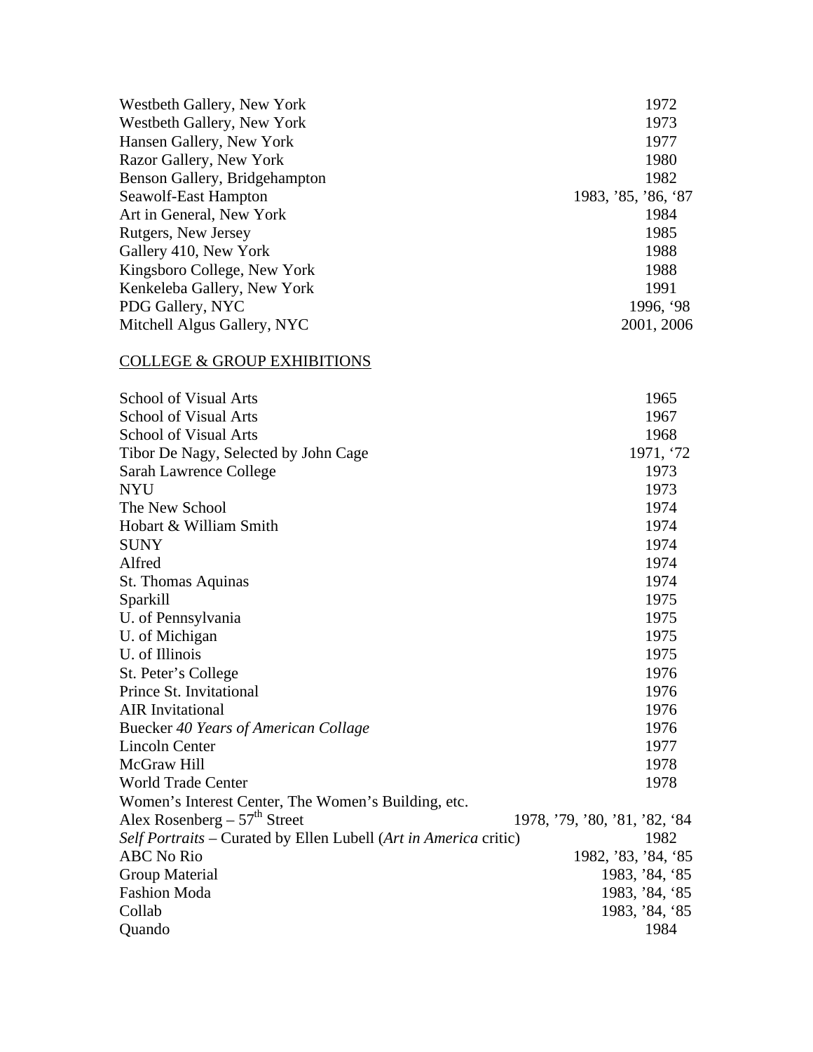| | |
|---|---|
| Westbeth Gallery, New York | 1972 |
| Westbeth Gallery, New York | 1973 |
| Hansen Gallery, New York | 1977 |
| Razor Gallery, New York | 1980 |
| Benson Gallery, Bridgehampton | 1982 |
| Seawolf-East Hampton | 1983, '85, '86, '87 |
| Art in General, New York | 1984 |
| Rutgers, New Jersey | 1985 |
| Gallery 410, New York | 1988 |
| Kingsboro College, New York | 1988 |
| Kenkeleba Gallery, New York | 1991 |
| PDG Gallery, NYC | 1996, '98 |
| Mitchell Algus Gallery, NYC | 2001, 2006 |

COLLEGE & GROUP EXHIBITIONS

| | |
|---|---|
| School of Visual Arts | 1965 |
| School of Visual Arts | 1967 |
| School of Visual Arts | 1968 |
| Tibor De Nagy, Selected by John Cage | 1971, '72 |
| Sarah Lawrence College | 1973 |
| NYU | 1973 |
| The New School | 1974 |
| Hobart & William Smith | 1974 |
| SUNY | 1974 |
| Alfred | 1974 |
| St. Thomas Aquinas | 1974 |
| Sparkill | 1975 |
| U. of Pennsylvania | 1975 |
| U. of Michigan | 1975 |
| U. of Illinois | 1975 |
| St. Peter's College | 1976 |
| Prince St. Invitational | 1976 |
| AIR Invitational | 1976 |
| Buecker *40 Years of American Collage* | 1976 |
| Lincoln Center | 1977 |
| McGraw Hill | 1978 |
| World Trade Center | 1978 |
| Women's Interest Center, The Women's Building, etc. | |
| Alex Rosenberg – 57th Street | 1978, '79, '80, '81, '82, '84 |
| *Self Portraits* – Curated by Ellen Lubell (*Art in America* critic) | 1982 |
| ABC No Rio | 1982, '83, '84, '85 |
| Group Material | 1983, '84, '85 |
| Fashion Moda | 1983, '84, '85 |
| Collab | 1983, '84, '85 |
| Quando | 1984 |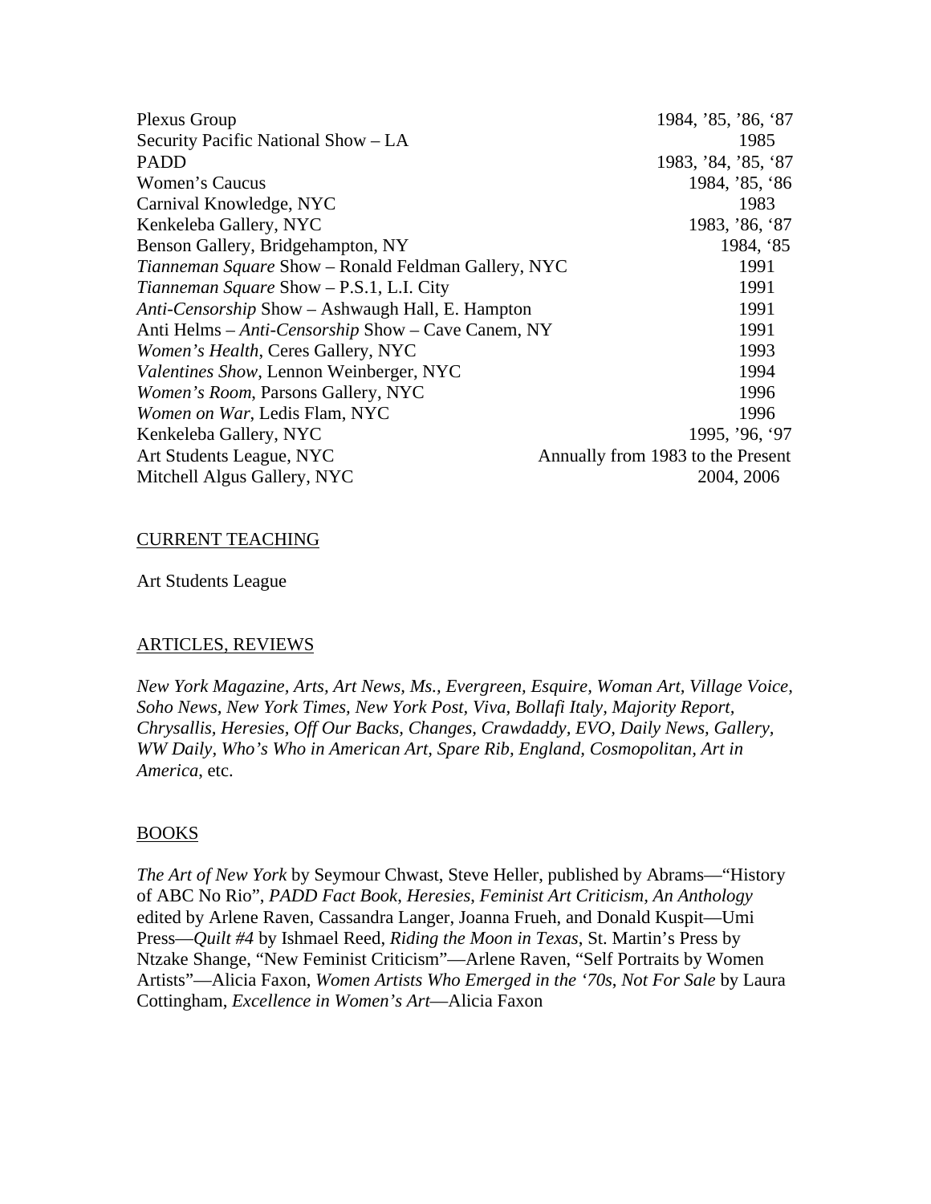| | |
|---|---|
| Plexus Group | 1984, ’85, ’86, ‘87 |
| Security Pacific National Show – LA | 1985 |
| PADD | 1983, ’84, ’85, ‘87 |
| Women’s Caucus | 1984, ’85, ‘86 |
| Carnival Knowledge, NYC | 1983 |
| Kenkeleba Gallery, NYC | 1983, ’86, ‘87 |
| Benson Gallery, Bridgehampton, NY | 1984, ‘85 |
| *Tianneman Square* Show – Ronald Feldman Gallery, NYC | 1991 |
| *Tianneman Square* Show – P.S.1, L.I. City | 1991 |
| *Anti-Censorship* Show – Ashwaugh Hall, E. Hampton | 1991 |
| Anti Helms – *Anti-Censorship* Show – Cave Canem, NY | 1991 |
| *Women’s Health*, Ceres Gallery, NYC | 1993 |
| *Valentines Show*, Lennon Weinberger, NYC | 1994 |
| *Women’s Room*, Parsons Gallery, NYC | 1996 |
| *Women on War*, Ledis Flam, NYC | 1996 |
| Kenkeleba Gallery, NYC | 1995, ’96, ‘97 |
| Art Students League, NYC | Annually from 1983 to the Present |
| Mitchell Algus Gallery, NYC | 2004, 2006 |

## CURRENT TEACHING

Art Students League

## ARTICLES, REVIEWS

*New York Magazine, Arts, Art News, Ms., Evergreen, Esquire, Woman Art, Village Voice, Soho News, New York Times, New York Post, Viva, Bollafi Italy, Majority Report, Chrysallis, Heresies, Off Our Backs, Changes, Crawdaddy, EVO, Daily News, Gallery, WW Daily, Who’s Who in American Art, Spare Rib, England, Cosmopolitan, Art in America*, etc.

## BOOKS

*The Art of New York* by Seymour Chwast, Steve Heller, published by Abrams—“History of ABC No Rio”, *PADD Fact Book*, *Heresies*, *Feminist Art Criticism, An Anthology* edited by Arlene Raven, Cassandra Langer, Joanna Frueh, and Donald Kuspit—Umi Press—*Quilt #4* by Ishmael Reed, *Riding the Moon in Texas*, St. Martin’s Press by Ntzake Shange, “New Feminist Criticism”—Arlene Raven, “Self Portraits by Women Artists”—Alicia Faxon, *Women Artists Who Emerged in the ‘70s*, *Not For Sale* by Laura Cottingham, *Excellence in Women’s Art*—Alicia Faxon